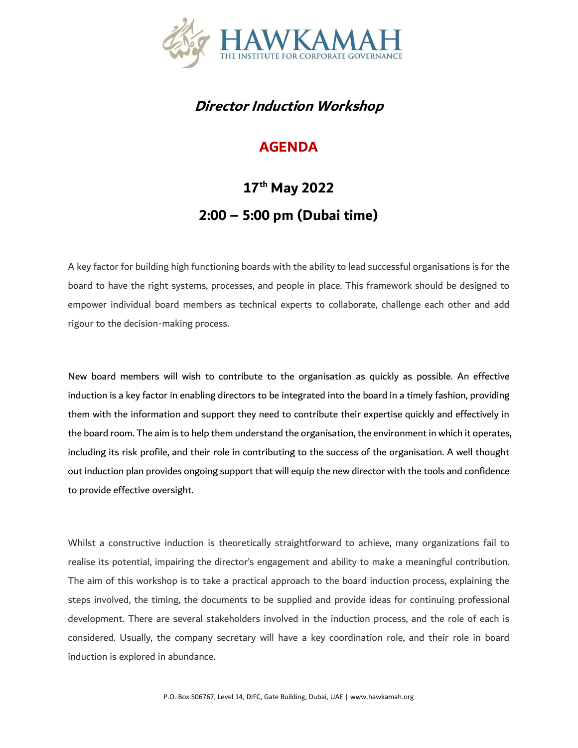HAWKAMAH
THE INSTITUTE FOR CORPORATE GOVERNANCE

# *Director Induction Workshop*

## AGENDA

### 17th May 2022

### 2:00 – 5:00 pm (Dubai time)

A key factor for building high functioning boards with the ability to lead successful organisations is for the board to have the right systems, processes, and people in place. This framework should be designed to empower individual board members as technical experts to collaborate, challenge each other and add rigour to the decision-making process.

New board members will wish to contribute to the organisation as quickly as possible. An effective induction is a key factor in enabling directors to be integrated into the board in a timely fashion, providing them with the information and support they need to contribute their expertise quickly and effectively in the board room. The aim is to help them understand the organisation, the environment in which it operates, including its risk profile, and their role in contributing to the success of the organisation. A well thought out induction plan provides ongoing support that will equip the new director with the tools and confidence to provide effective oversight.

Whilst a constructive induction is theoretically straightforward to achieve, many organizations fail to realise its potential, impairing the director's engagement and ability to make a meaningful contribution. The aim of this workshop is to take a practical approach to the board induction process, explaining the steps involved, the timing, the documents to be supplied and provide ideas for continuing professional development. There are several stakeholders involved in the induction process, and the role of each is considered. Usually, the company secretary will have a key coordination role, and their role in board induction is explored in abundance.

P.O. Box 506767, Level 14, DIFC, Gate Building, Dubai, UAE | www.hawkamah.org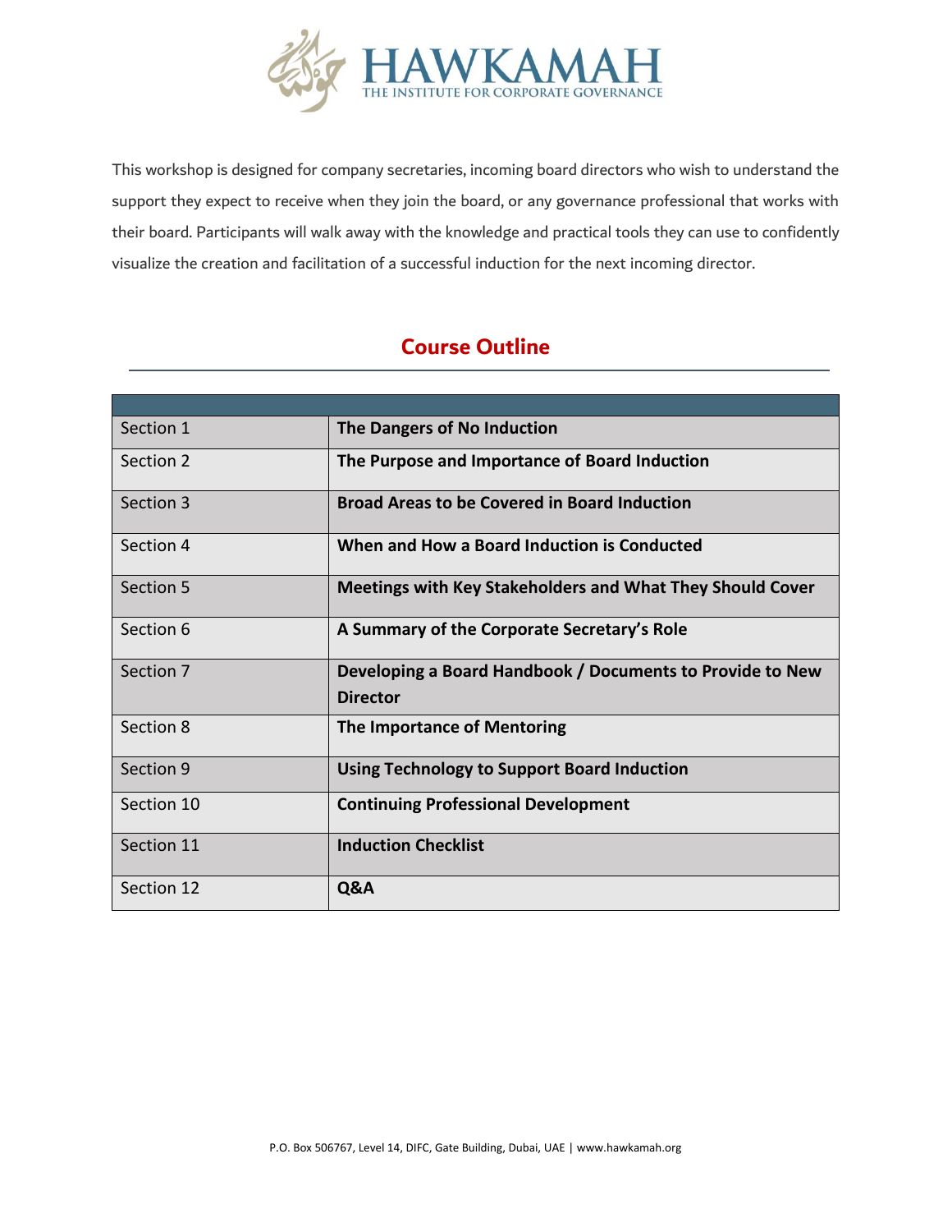This workshop is designed for company secretaries, incoming board directors who wish to understand the support they expect to receive when they join the board, or any governance professional that works with their board. Participants will walk away with the knowledge and practical tools they can use to confidently visualize the creation and facilitation of a successful induction for the next incoming director.

## Course Outline

| | |
|---|---|
| Section 1 | **The Dangers of No Induction** |
| Section 2 | **The Purpose and Importance of Board Induction** |
| Section 3 | **Broad Areas to be Covered in Board Induction** |
| Section 4 | **When and How a Board Induction is Conducted** |
| Section 5 | **Meetings with Key Stakeholders and What They Should Cover** |
| Section 6 | **A Summary of the Corporate Secretary's Role** |
| Section 7 | **Developing a Board Handbook / Documents to Provide to New Director** |
| Section 8 | **The Importance of Mentoring** |
| Section 9 | **Using Technology to Support Board Induction** |
| Section 10 | **Continuing Professional Development** |
| Section 11 | **Induction Checklist** |
| Section 12 | **Q&A** |